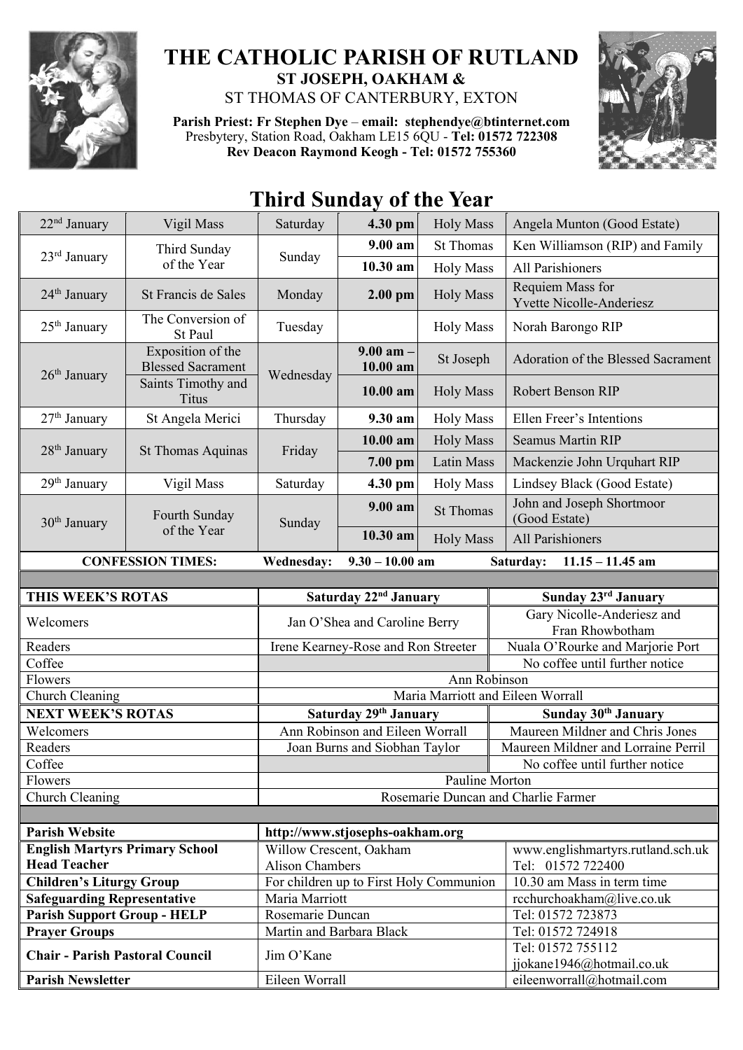# THE CATHOLIC PARISH OF RUTLAND

**ST JOSEPH, OAKHAM &**

ST THOMAS OF CANTERBURY, EXTON

**Parish Priest: Fr Stephen Dye** – **email: stephendye@btinternet.com**
Presbytery, Station Road, Oakham LE15 6QU - **Tel: 01572 722308**
**Rev Deacon Raymond Keogh - Tel: 01572 755360**

## Third Sunday of the Year

| | | | | | |
|---|---|---|---|---|---|
| 22nd January | Vigil Mass | Saturday | **4.30 pm** | Holy Mass | Angela Munton (Good Estate) |
| 23rd January | Third Sunday of the Year | Sunday | **9.00 am** | St Thomas | Ken Williamson (RIP) and Family |
| | | | **10.30 am** | Holy Mass | All Parishioners |
| 24th January | St Francis de Sales | Monday | **2.00 pm** | Holy Mass | Requiem Mass for Yvette Nicolle-Anderiesz |
| 25th January | The Conversion of St Paul | Tuesday | | Holy Mass | Norah Barongo RIP |
| 26th January | Exposition of the Blessed Sacrament | Wednesday | **9.00 am – 10.00 am** | St Joseph | Adoration of the Blessed Sacrament |
| | Saints Timothy and Titus | | **10.00 am** | Holy Mass | Robert Benson RIP |
| 27th January | St Angela Merici | Thursday | **9.30 am** | Holy Mass | Ellen Freer's Intentions |
| 28th January | St Thomas Aquinas | Friday | **10.00 am** | Holy Mass | Seamus Martin RIP |
| | | | **7.00 pm** | Latin Mass | Mackenzie John Urquhart RIP |
| 29th January | Vigil Mass | Saturday | **4.30 pm** | Holy Mass | Lindsey Black (Good Estate) |
| 30th January | Fourth Sunday of the Year | Sunday | **9.00 am** | St Thomas | John and Joseph Shortmoor (Good Estate) |
| | | | **10.30 am** | Holy Mass | All Parishioners |

**CONFESSION TIMES:** **Wednesday: 9.30 – 10.00 am** **Saturday: 11.15 – 11.45 am**

| **THIS WEEK'S ROTAS** | **Saturday 22nd January** | **Sunday 23rd January** |
|---|---|---|
| Welcomers | Jan O'Shea and Caroline Berry | Gary Nicolle-Anderiesz and Fran Rhowbotham |
| Readers | Irene Kearney-Rose and Ron Streeter | Nuala O'Rourke and Marjorie Port |
| Coffee | | No coffee until further notice |
| Flowers | Ann Robinson | |
| Church Cleaning | Maria Marriott and Eileen Worrall | |
| **NEXT WEEK'S ROTAS** | **Saturday 29th January** | **Sunday 30th January** |
| Welcomers | Ann Robinson and Eileen Worrall | Maureen Mildner and Chris Jones |
| Readers | Joan Burns and Siobhan Taylor | Maureen Mildner and Lorraine Perril |
| Coffee | | No coffee until further notice |
| Flowers | Pauline Morton | |
| Church Cleaning | Rosemarie Duncan and Charlie Farmer | |

| | | |
|---|---|---|
| **Parish Website** | **http://www.stjosephs-oakham.org** | |
| **English Martyrs Primary School Head Teacher** | Willow Crescent, Oakham Alison Chambers | www.englishmartyrs.rutland.sch.uk Tel: 01572 722400 |
| **Children's Liturgy Group** | For children up to First Holy Communion | 10.30 am Mass in term time |
| **Safeguarding Representative** | Maria Marriott | rcchurchoakham@live.co.uk |
| **Parish Support Group - HELP** | Rosemarie Duncan | Tel: 01572 723873 |
| **Prayer Groups** | Martin and Barbara Black | Tel: 01572 724918 |
| **Chair - Parish Pastoral Council** | Jim O'Kane | Tel: 01572 755112 jjokane1946@hotmail.co.uk |
| **Parish Newsletter** | Eileen Worrall | eileenworrall@hotmail.com |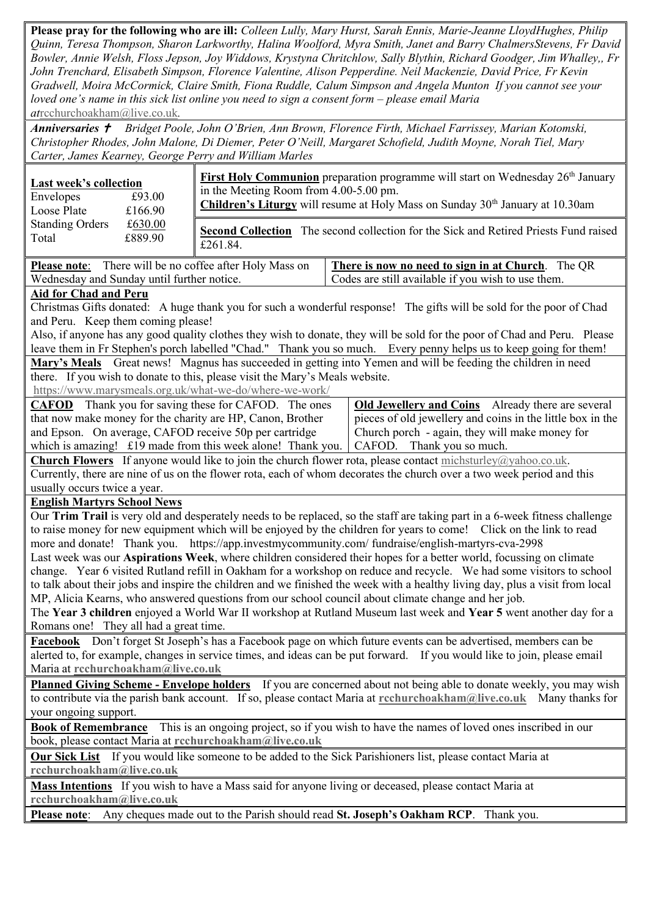**Please pray for the following who are ill:** *Colleen Lully, Mary Hurst, Sarah Ennis, Marie-Jeanne LloydHughes, Philip Quinn, Teresa Thompson, Sharon Larkworthy, Halina Woolford, Myra Smith, Janet and Barry ChalmersStevens, Fr David Bowler, Annie Welsh, Floss Jepson, Joy Widdows, Krystyna Chritchlow, Sally Blythin, Richard Goodger, Jim Whalley,, Fr John Trenchard, Elisabeth Simpson, Florence Valentine, Alison Pepperdine. Neil Mackenzie, David Price, Fr Kevin Gradwell, Moira McCormick, Claire Smith, Fiona Ruddle, Calum Simpson and Angela Munton If you cannot see your loved one's name in this sick list online you need to sign a consent form – please email Maria at*rcchurchoakham@live.co.uk.

***Anniversaries ✝*** *Bridget Poole, John O'Brien, Ann Brown, Florence Firth, Michael Farrissey, Marian Kotomski, Christopher Rhodes, John Malone, Di Diemer, Peter O'Neill, Margaret Schofield, Judith Moyne, Norah Tiel, Mary Carter, James Kearney, George Perry and William Marles*

**Last week's collection**

| | |
|---|---|
| Envelopes | £93.00 |
| Loose Plate | £166.90 |
| Standing Orders | £630.00 |
| Total | £889.90 |

**First Holy Communion** preparation programme will start on Wednesday 26th January in the Meeting Room from 4.00-5.00 pm.

**Children's Liturgy** will resume at Holy Mass on Sunday 30th January at 10.30am

**Second Collection** The second collection for the Sick and Retired Priests Fund raised £261.84.

**Please note**: There will be no coffee after Holy Mass on Wednesday and Sunday until further notice.

**There is now no need to sign in at Church**. The QR Codes are still available if you wish to use them.

**Aid for Chad and Peru**

Christmas Gifts donated: A huge thank you for such a wonderful response! The gifts will be sold for the poor of Chad and Peru. Keep them coming please!

Also, if anyone has any good quality clothes they wish to donate, they will be sold for the poor of Chad and Peru. Please leave them in Fr Stephen's porch labelled "Chad." Thank you so much. Every penny helps us to keep going for them!

**Mary's Meals** Great news! Magnus has succeeded in getting into Yemen and will be feeding the children in need there. If you wish to donate to this, please visit the Mary's Meals website.
https://www.marysmeals.org.uk/what-we-do/where-we-work/

**CAFOD** Thank you for saving these for CAFOD. The ones that now make money for the charity are HP, Canon, Brother and Epson. On average, CAFOD receive 50p per cartridge which is amazing! £19 made from this week alone! Thank you.

**Old Jewellery and Coins** Already there are several pieces of old jewellery and coins in the little box in the Church porch - again, they will make money for CAFOD. Thank you so much.

**Church Flowers** If anyone would like to join the church flower rota, please contact michsturley@yahoo.co.uk. Currently, there are nine of us on the flower rota, each of whom decorates the church over a two week period and this usually occurs twice a year.

**English Martyrs School News**

Our **Trim Trail** is very old and desperately needs to be replaced, so the staff are taking part in a 6-week fitness challenge to raise money for new equipment which will be enjoyed by the children for years to come! Click on the link to read more and donate! Thank you. https://app.investmycommunity.com/ fundraise/english-martyrs-cva-2998

Last week was our **Aspirations Week**, where children considered their hopes for a better world, focussing on climate change. Year 6 visited Rutland refill in Oakham for a workshop on reduce and recycle. We had some visitors to school to talk about their jobs and inspire the children and we finished the week with a healthy living day, plus a visit from local MP, Alicia Kearns, who answered questions from our school council about climate change and her job.

The **Year 3 children** enjoyed a World War II workshop at Rutland Museum last week and **Year 5** went another day for a Romans one! They all had a great time.

**Facebook** Don't forget St Joseph's has a Facebook page on which future events can be advertised, members can be alerted to, for example, changes in service times, and ideas can be put forward. If you would like to join, please email Maria at **rcchurchoakham@live.co.uk**

**Planned Giving Scheme - Envelope holders** If you are concerned about not being able to donate weekly, you may wish to contribute via the parish bank account. If so, please contact Maria at **rcchurchoakham@live.co.uk** Many thanks for your ongoing support.

**Book of Remembrance** This is an ongoing project, so if you wish to have the names of loved ones inscribed in our book, please contact Maria at **rcchurchoakham@live.co.uk**

**Our Sick List** If you would like someone to be added to the Sick Parishioners list, please contact Maria at **rcchurchoakham@live.co.uk**

**Mass Intentions** If you wish to have a Mass said for anyone living or deceased, please contact Maria at **rcchurchoakham@live.co.uk**

**Please note**: Any cheques made out to the Parish should read **St. Joseph's Oakham RCP**. Thank you.